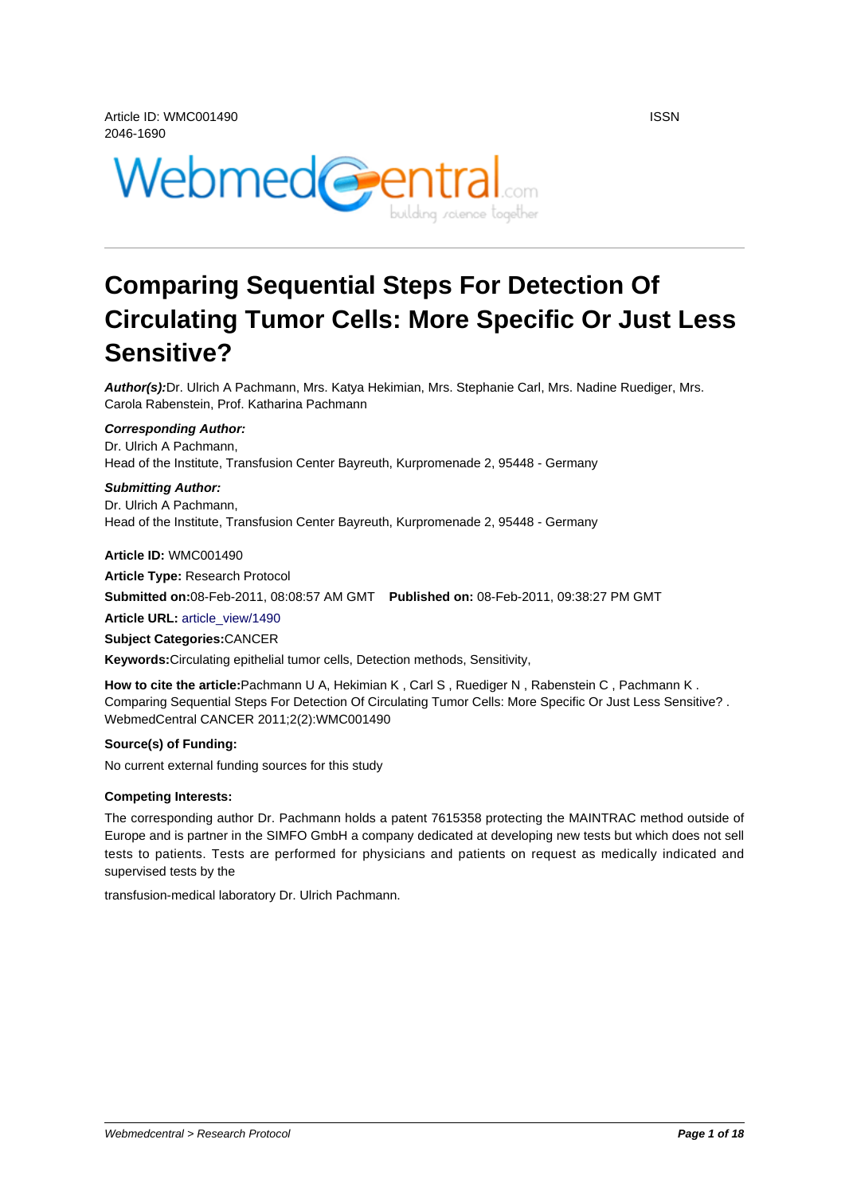Article ID: WMC001490 ISSN 2046-1690

# Comparing Sequential Steps For Detection Of Circulating Tumor Cells: More Specific Or Just Less Sensitive?

***Author(s):***Dr. Ulrich A Pachmann, Mrs. Katya Hekimian, Mrs. Stephanie Carl, Mrs. Nadine Ruediger, Mrs. Carola Rabenstein, Prof. Katharina Pachmann

***Corresponding Author:***
Dr. Ulrich A Pachmann,
Head of the Institute, Transfusion Center Bayreuth, Kurpromenade 2, 95448 - Germany

***Submitting Author:***
Dr. Ulrich A Pachmann,
Head of the Institute, Transfusion Center Bayreuth, Kurpromenade 2, 95448 - Germany

**Article ID:** WMC001490

**Article Type:** Research Protocol

**Submitted on:**08-Feb-2011, 08:08:57 AM GMT **Published on:** 08-Feb-2011, 09:38:27 PM GMT

**Article URL:** article_view/1490

**Subject Categories:**CANCER

**Keywords:**Circulating epithelial tumor cells, Detection methods, Sensitivity,

**How to cite the article:**Pachmann U A, Hekimian K , Carl S , Ruediger N , Rabenstein C , Pachmann K . Comparing Sequential Steps For Detection Of Circulating Tumor Cells: More Specific Or Just Less Sensitive? . WebmedCentral CANCER 2011;2(2):WMC001490

**Source(s) of Funding:**

No current external funding sources for this study

**Competing Interests:**

The corresponding author Dr. Pachmann holds a patent 7615358 protecting the MAINTRAC method outside of Europe and is partner in the SIMFO GmbH a company dedicated at developing new tests but which does not sell tests to patients. Tests are performed for physicians and patients on request as medically indicated and supervised tests by the

transfusion-medical laboratory Dr. Ulrich Pachmann.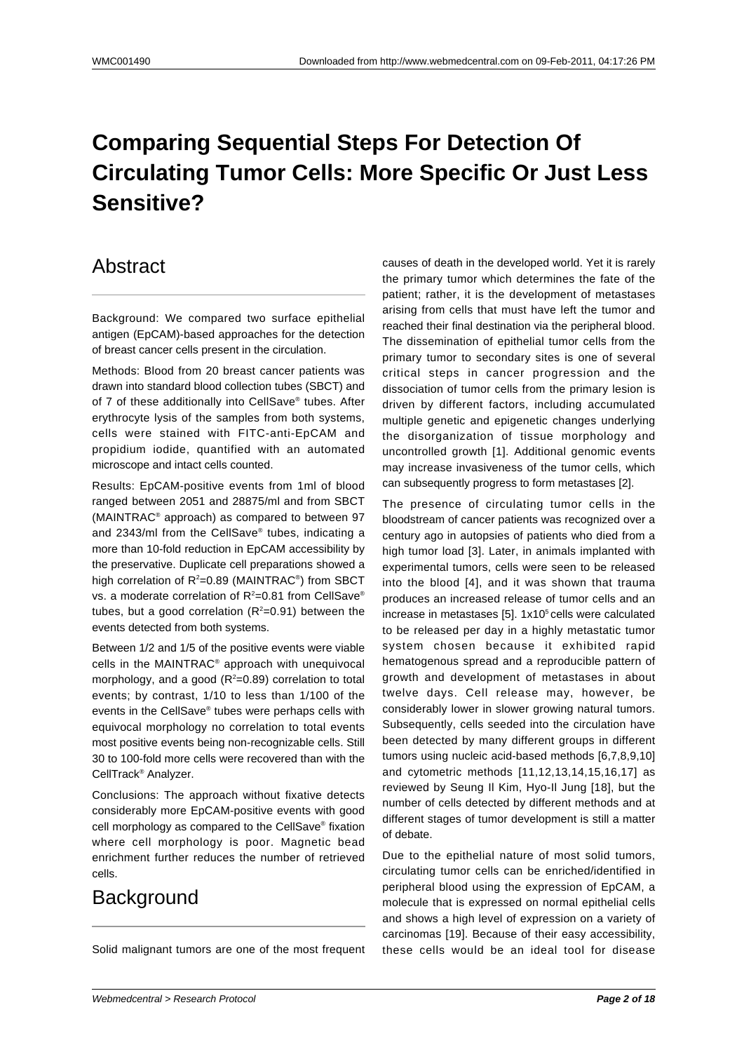# Comparing Sequential Steps For Detection Of Circulating Tumor Cells: More Specific Or Just Less Sensitive?

## Abstract

Background: We compared two surface epithelial antigen (EpCAM)-based approaches for the detection of breast cancer cells present in the circulation.

Methods: Blood from 20 breast cancer patients was drawn into standard blood collection tubes (SBCT) and of 7 of these additionally into CellSave® tubes. After erythrocyte lysis of the samples from both systems, cells were stained with FITC-anti-EpCAM and propidium iodide, quantified with an automated microscope and intact cells counted.

Results: EpCAM-positive events from 1ml of blood ranged between 2051 and 28875/ml and from SBCT (MAINTRAC® approach) as compared to between 97 and 2343/ml from the CellSave® tubes, indicating a more than 10-fold reduction in EpCAM accessibility by the preservative. Duplicate cell preparations showed a high correlation of $R^2$=0.89 (MAINTRAC®) from SBCT vs. a moderate correlation of $R^2$=0.81 from CellSave® tubes, but a good correlation ($R^2$=0.91) between the events detected from both systems.

Between 1/2 and 1/5 of the positive events were viable cells in the MAINTRAC® approach with unequivocal morphology, and a good ($R^2$=0.89) correlation to total events; by contrast, 1/10 to less than 1/100 of the events in the CellSave® tubes were perhaps cells with equivocal morphology no correlation to total events most positive events being non-recognizable cells. Still 30 to 100-fold more cells were recovered than with the CellTrack® Analyzer.

Conclusions: The approach without fixative detects considerably more EpCAM-positive events with good cell morphology as compared to the CellSave® fixation where cell morphology is poor. Magnetic bead enrichment further reduces the number of retrieved cells.

## Background

Solid malignant tumors are one of the most frequent causes of death in the developed world. Yet it is rarely the primary tumor which determines the fate of the patient; rather, it is the development of metastases arising from cells that must have left the tumor and reached their final destination via the peripheral blood. The dissemination of epithelial tumor cells from the primary tumor to secondary sites is one of several critical steps in cancer progression and the dissociation of tumor cells from the primary lesion is driven by different factors, including accumulated multiple genetic and epigenetic changes underlying the disorganization of tissue morphology and uncontrolled growth [1]. Additional genomic events may increase invasiveness of the tumor cells, which can subsequently progress to form metastases [2].

The presence of circulating tumor cells in the bloodstream of cancer patients was recognized over a century ago in autopsies of patients who died from a high tumor load [3]. Later, in animals implanted with experimental tumors, cells were seen to be released into the blood [4], and it was shown that trauma produces an increased release of tumor cells and an increase in metastases [5]. $1x10^5$ cells were calculated to be released per day in a highly metastatic tumor system chosen because it exhibited rapid hematogenous spread and a reproducible pattern of growth and development of metastases in about twelve days. Cell release may, however, be considerably lower in slower growing natural tumors. Subsequently, cells seeded into the circulation have been detected by many different groups in different tumors using nucleic acid-based methods [6,7,8,9,10] and cytometric methods [11,12,13,14,15,16,17] as reviewed by Seung Il Kim, Hyo-Il Jung [18], but the number of cells detected by different methods and at different stages of tumor development is still a matter of debate.

Due to the epithelial nature of most solid tumors, circulating tumor cells can be enriched/identified in peripheral blood using the expression of EpCAM, a molecule that is expressed on normal epithelial cells and shows a high level of expression on a variety of carcinomas [19]. Because of their easy accessibility, these cells would be an ideal tool for disease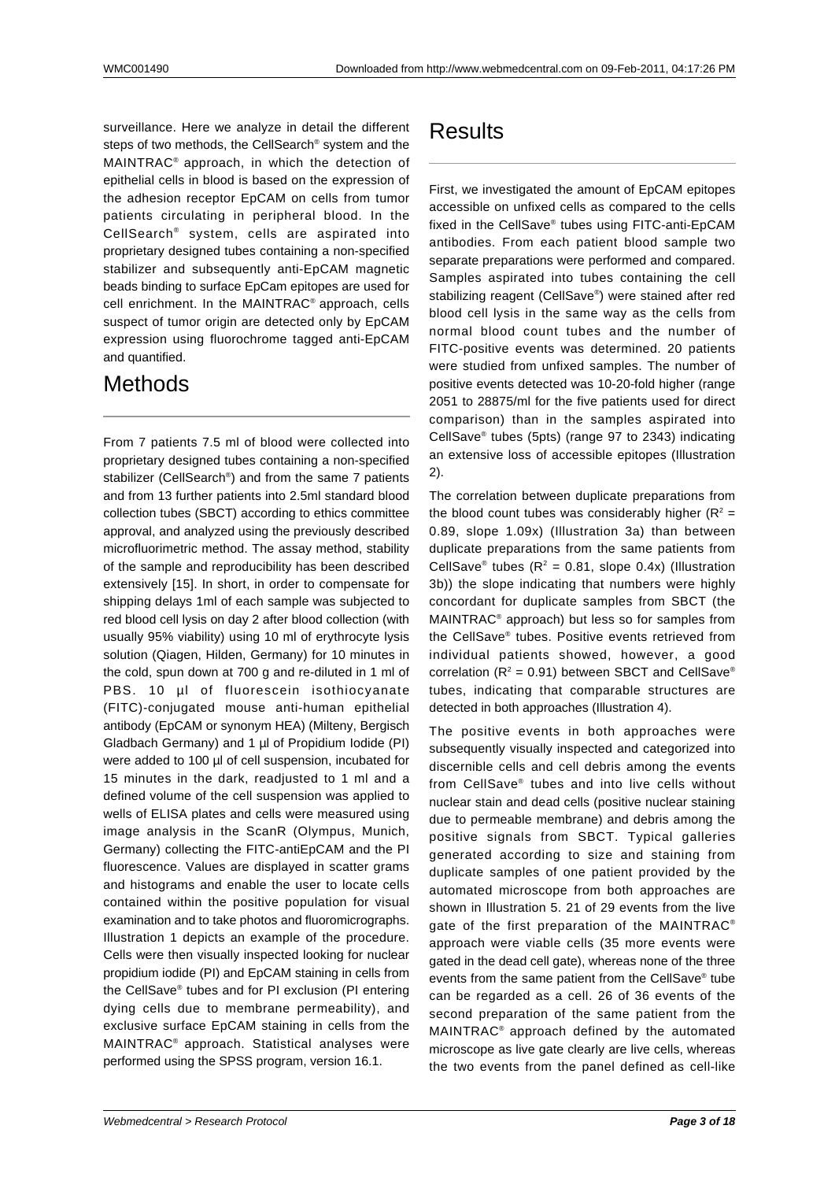surveillance. Here we analyze in detail the different steps of two methods, the CellSearch® system and the MAINTRAC® approach, in which the detection of epithelial cells in blood is based on the expression of the adhesion receptor EpCAM on cells from tumor patients circulating in peripheral blood. In the CellSearch® system, cells are aspirated into proprietary designed tubes containing a non-specified stabilizer and subsequently anti-EpCAM magnetic beads binding to surface EpCam epitopes are used for cell enrichment. In the MAINTRAC® approach, cells suspect of tumor origin are detected only by EpCAM expression using fluorochrome tagged anti-EpCAM and quantified.

# Methods

From 7 patients 7.5 ml of blood were collected into proprietary designed tubes containing a non-specified stabilizer (CellSearch®) and from the same 7 patients and from 13 further patients into 2.5ml standard blood collection tubes (SBCT) according to ethics committee approval, and analyzed using the previously described microfluorimetric method. The assay method, stability of the sample and reproducibility has been described extensively [15]. In short, in order to compensate for shipping delays 1ml of each sample was subjected to red blood cell lysis on day 2 after blood collection (with usually 95% viability) using 10 ml of erythrocyte lysis solution (Qiagen, Hilden, Germany) for 10 minutes in the cold, spun down at 700 g and re-diluted in 1 ml of PBS. 10 µl of fluorescein isothiocyanate (FITC)-conjugated mouse anti-human epithelial antibody (EpCAM or synonym HEA) (Milteny, Bergisch Gladbach Germany) and 1 µl of Propidium Iodide (PI) were added to 100 µl of cell suspension, incubated for 15 minutes in the dark, readjusted to 1 ml and a defined volume of the cell suspension was applied to wells of ELISA plates and cells were measured using image analysis in the ScanR (Olympus, Munich, Germany) collecting the FITC-antiEpCAM and the PI fluorescence. Values are displayed in scatter grams and histograms and enable the user to locate cells contained within the positive population for visual examination and to take photos and fluoromicrographs. Illustration 1 depicts an example of the procedure. Cells were then visually inspected looking for nuclear propidium iodide (PI) and EpCAM staining in cells from the CellSave® tubes and for PI exclusion (PI entering dying cells due to membrane permeability), and exclusive surface EpCAM staining in cells from the MAINTRAC® approach. Statistical analyses were performed using the SPSS program, version 16.1.

# Results

First, we investigated the amount of EpCAM epitopes accessible on unfixed cells as compared to the cells fixed in the CellSave® tubes using FITC-anti-EpCAM antibodies. From each patient blood sample two separate preparations were performed and compared. Samples aspirated into tubes containing the cell stabilizing reagent (CellSave®) were stained after red blood cell lysis in the same way as the cells from normal blood count tubes and the number of FITC-positive events was determined. 20 patients were studied from unfixed samples. The number of positive events detected was 10-20-fold higher (range 2051 to 28875/ml for the five patients used for direct comparison) than in the samples aspirated into CellSave® tubes (5pts) (range 97 to 2343) indicating an extensive loss of accessible epitopes (Illustration 2).

The correlation between duplicate preparations from the blood count tubes was considerably higher ($R^2$ = 0.89, slope 1.09x) (Illustration 3a) than between duplicate preparations from the same patients from CellSave® tubes ($R^2$ = 0.81, slope 0.4x) (Illustration 3b)) the slope indicating that numbers were highly concordant for duplicate samples from SBCT (the MAINTRAC® approach) but less so for samples from the CellSave® tubes. Positive events retrieved from individual patients showed, however, a good correlation ($R^2$ = 0.91) between SBCT and CellSave® tubes, indicating that comparable structures are detected in both approaches (Illustration 4).

The positive events in both approaches were subsequently visually inspected and categorized into discernible cells and cell debris among the events from CellSave® tubes and into live cells without nuclear stain and dead cells (positive nuclear staining due to permeable membrane) and debris among the positive signals from SBCT. Typical galleries generated according to size and staining from duplicate samples of one patient provided by the automated microscope from both approaches are shown in Illustration 5. 21 of 29 events from the live gate of the first preparation of the MAINTRAC® approach were viable cells (35 more events were gated in the dead cell gate), whereas none of the three events from the same patient from the CellSave® tube can be regarded as a cell. 26 of 36 events of the second preparation of the same patient from the MAINTRAC® approach defined by the automated microscope as live gate clearly are live cells, whereas the two events from the panel defined as cell-like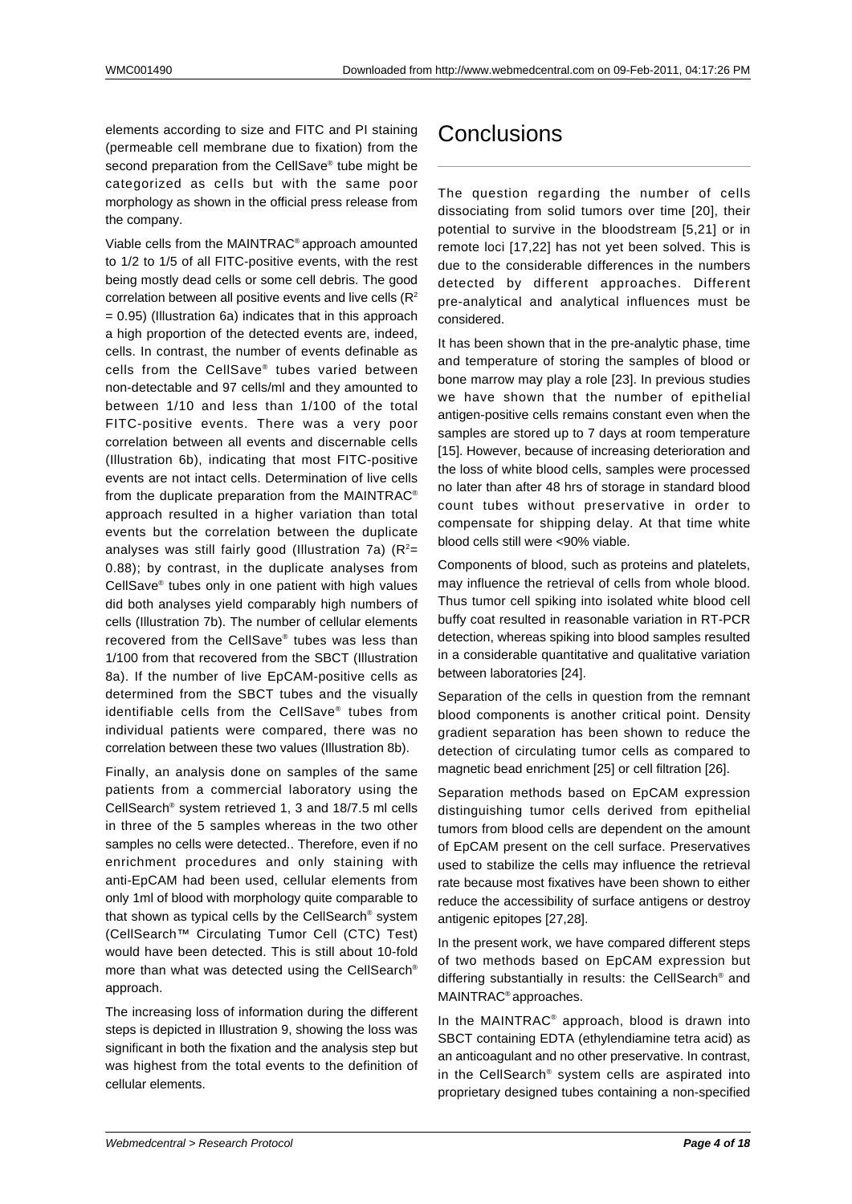elements according to size and FITC and PI staining (permeable cell membrane due to fixation) from the second preparation from the CellSave® tube might be categorized as cells but with the same poor morphology as shown in the official press release from the company.

Viable cells from the MAINTRAC® approach amounted to 1/2 to 1/5 of all FITC-positive events, with the rest being mostly dead cells or some cell debris. The good correlation between all positive events and live cells ($R^2$ = 0.95) (Illustration 6a) indicates that in this approach a high proportion of the detected events are, indeed, cells. In contrast, the number of events definable as cells from the CellSave® tubes varied between non-detectable and 97 cells/ml and they amounted to between 1/10 and less than 1/100 of the total FITC-positive events. There was a very poor correlation between all events and discernable cells (Illustration 6b), indicating that most FITC-positive events are not intact cells. Determination of live cells from the duplicate preparation from the MAINTRAC® approach resulted in a higher variation than total events but the correlation between the duplicate analyses was still fairly good (Illustration 7a) ($R^2$= 0.88); by contrast, in the duplicate analyses from CellSave® tubes only in one patient with high values did both analyses yield comparably high numbers of cells (Illustration 7b). The number of cellular elements recovered from the CellSave® tubes was less than 1/100 from that recovered from the SBCT (Illustration 8a). If the number of live EpCAM-positive cells as determined from the SBCT tubes and the visually identifiable cells from the CellSave® tubes from individual patients were compared, there was no correlation between these two values (Illustration 8b).

Finally, an analysis done on samples of the same patients from a commercial laboratory using the CellSearch® system retrieved 1, 3 and 18/7.5 ml cells in three of the 5 samples whereas in the two other samples no cells were detected.. Therefore, even if no enrichment procedures and only staining with anti-EpCAM had been used, cellular elements from only 1ml of blood with morphology quite comparable to that shown as typical cells by the CellSearch® system (CellSearch™ Circulating Tumor Cell (CTC) Test) would have been detected. This is still about 10-fold more than what was detected using the CellSearch® approach.

The increasing loss of information during the different steps is depicted in Illustration 9, showing the loss was significant in both the fixation and the analysis step but was highest from the total events to the definition of cellular elements.

# Conclusions

The question regarding the number of cells dissociating from solid tumors over time [20], their potential to survive in the bloodstream [5,21] or in remote loci [17,22] has not yet been solved. This is due to the considerable differences in the numbers detected by different approaches. Different pre-analytical and analytical influences must be considered.

It has been shown that in the pre-analytic phase, time and temperature of storing the samples of blood or bone marrow may play a role [23]. In previous studies we have shown that the number of epithelial antigen-positive cells remains constant even when the samples are stored up to 7 days at room temperature [15]. However, because of increasing deterioration and the loss of white blood cells, samples were processed no later than after 48 hrs of storage in standard blood count tubes without preservative in order to compensate for shipping delay. At that time white blood cells still were <90% viable.

Components of blood, such as proteins and platelets, may influence the retrieval of cells from whole blood. Thus tumor cell spiking into isolated white blood cell buffy coat resulted in reasonable variation in RT-PCR detection, whereas spiking into blood samples resulted in a considerable quantitative and qualitative variation between laboratories [24].

Separation of the cells in question from the remnant blood components is another critical point. Density gradient separation has been shown to reduce the detection of circulating tumor cells as compared to magnetic bead enrichment [25] or cell filtration [26].

Separation methods based on EpCAM expression distinguishing tumor cells derived from epithelial tumors from blood cells are dependent on the amount of EpCAM present on the cell surface. Preservatives used to stabilize the cells may influence the retrieval rate because most fixatives have been shown to either reduce the accessibility of surface antigens or destroy antigenic epitopes [27,28].

In the present work, we have compared different steps of two methods based on EpCAM expression but differing substantially in results: the CellSearch® and MAINTRAC® approaches.

In the MAINTRAC® approach, blood is drawn into SBCT containing EDTA (ethylendiamine tetra acid) as an anticoagulant and no other preservative. In contrast, in the CellSearch® system cells are aspirated into proprietary designed tubes containing a non-specified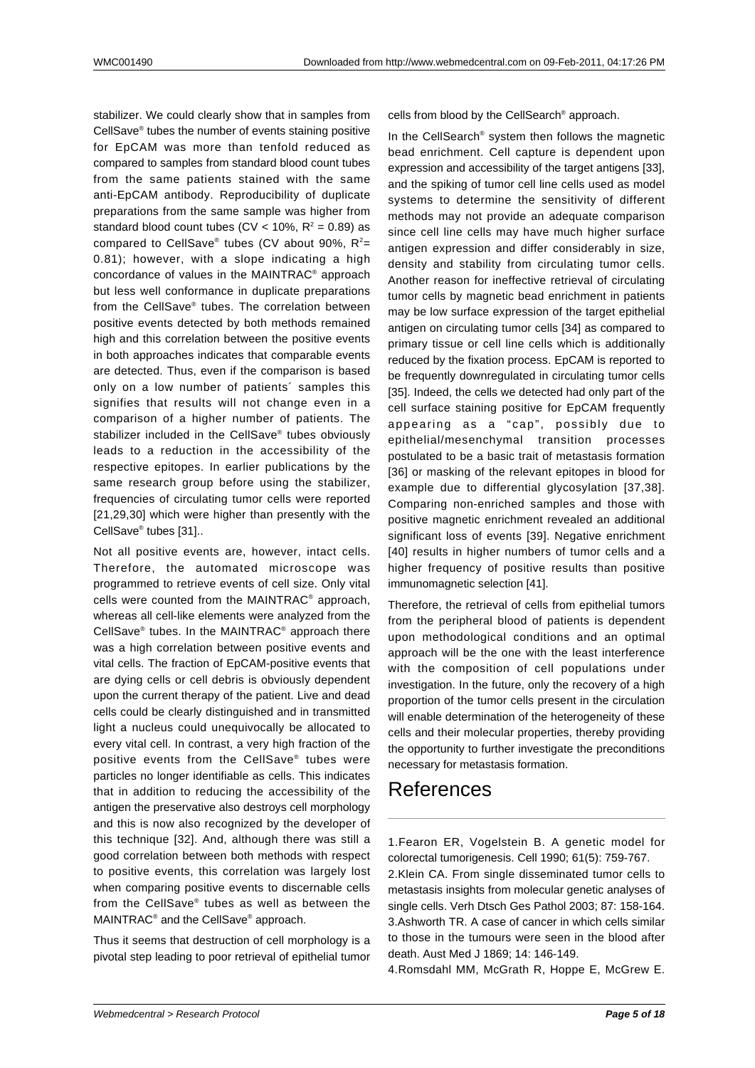stabilizer. We could clearly show that in samples from CellSave® tubes the number of events staining positive for EpCAM was more than tenfold reduced as compared to samples from standard blood count tubes from the same patients stained with the same anti-EpCAM antibody. Reproducibility of duplicate preparations from the same sample was higher from standard blood count tubes (CV < 10%, $R^2 = 0.89$) as compared to CellSave® tubes (CV about 90%, $R^2 = 0.81$); however, with a slope indicating a high concordance of values in the MAINTRAC® approach but less well conformance in duplicate preparations from the CellSave® tubes. The correlation between positive events detected by both methods remained high and this correlation between the positive events in both approaches indicates that comparable events are detected. Thus, even if the comparison is based only on a low number of patients´ samples this signifies that results will not change even in a comparison of a higher number of patients. The stabilizer included in the CellSave® tubes obviously leads to a reduction in the accessibility of the respective epitopes. In earlier publications by the same research group before using the stabilizer, frequencies of circulating tumor cells were reported [21,29,30] which were higher than presently with the CellSave® tubes [31]..

Not all positive events are, however, intact cells. Therefore, the automated microscope was programmed to retrieve events of cell size. Only vital cells were counted from the MAINTRAC® approach, whereas all cell-like elements were analyzed from the CellSave® tubes. In the MAINTRAC® approach there was a high correlation between positive events and vital cells. The fraction of EpCAM-positive events that are dying cells or cell debris is obviously dependent upon the current therapy of the patient. Live and dead cells could be clearly distinguished and in transmitted light a nucleus could unequivocally be allocated to every vital cell. In contrast, a very high fraction of the positive events from the CellSave® tubes were particles no longer identifiable as cells. This indicates that in addition to reducing the accessibility of the antigen the preservative also destroys cell morphology and this is now also recognized by the developer of this technique [32]. And, although there was still a good correlation between both methods with respect to positive events, this correlation was largely lost when comparing positive events to discernable cells from the CellSave® tubes as well as between the MAINTRAC® and the CellSave® approach.

Thus it seems that destruction of cell morphology is a pivotal step leading to poor retrieval of epithelial tumor cells from blood by the CellSearch® approach.

In the CellSearch® system then follows the magnetic bead enrichment. Cell capture is dependent upon expression and accessibility of the target antigens [33], and the spiking of tumor cell line cells used as model systems to determine the sensitivity of different methods may not provide an adequate comparison since cell line cells may have much higher surface antigen expression and differ considerably in size, density and stability from circulating tumor cells. Another reason for ineffective retrieval of circulating tumor cells by magnetic bead enrichment in patients may be low surface expression of the target epithelial antigen on circulating tumor cells [34] as compared to primary tissue or cell line cells which is additionally reduced by the fixation process. EpCAM is reported to be frequently downregulated in circulating tumor cells [35]. Indeed, the cells we detected had only part of the cell surface staining positive for EpCAM frequently appearing as a "cap", possibly due to epithelial/mesenchymal transition processes postulated to be a basic trait of metastasis formation [36] or masking of the relevant epitopes in blood for example due to differential glycosylation [37,38]. Comparing non-enriched samples and those with positive magnetic enrichment revealed an additional significant loss of events [39]. Negative enrichment [40] results in higher numbers of tumor cells and a higher frequency of positive results than positive immunomagnetic selection [41].

Therefore, the retrieval of cells from epithelial tumors from the peripheral blood of patients is dependent upon methodological conditions and an optimal approach will be the one with the least interference with the composition of cell populations under investigation. In the future, only the recovery of a high proportion of the tumor cells present in the circulation will enable determination of the heterogeneity of these cells and their molecular properties, thereby providing the opportunity to further investigate the preconditions necessary for metastasis formation.

# References

1.Fearon ER, Vogelstein B. A genetic model for colorectal tumorigenesis. Cell 1990; 61(5): 759-767.
2.Klein CA. From single disseminated tumor cells to metastasis insights from molecular genetic analyses of single cells. Verh Dtsch Ges Pathol 2003; 87: 158-164.
3.Ashworth TR. A case of cancer in which cells similar to those in the tumours were seen in the blood after death. Aust Med J 1869; 14: 146-149.
4.Romsdahl MM, McGrath R, Hoppe E, McGrew E.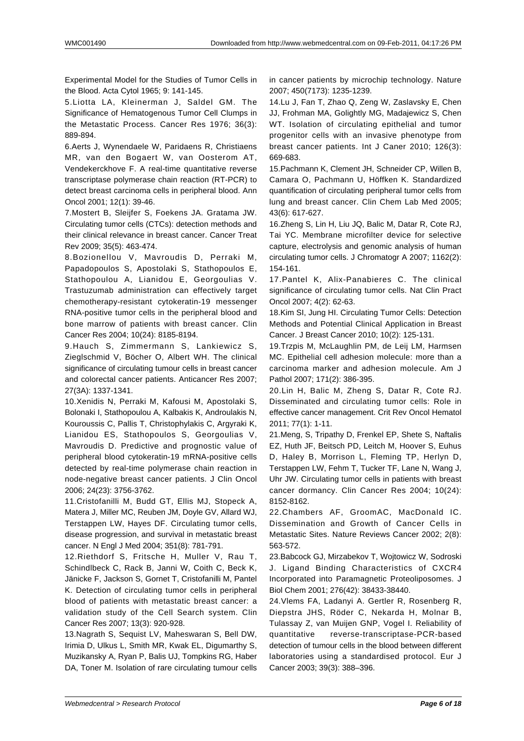Experimental Model for the Studies of Tumor Cells in the Blood. Acta Cytol 1965; 9: 141-145.

5.Liotta LA, Kleinerman J, Saldel GM. The Significance of Hematogenous Tumor Cell Clumps in the Metastatic Process. Cancer Res 1976; 36(3): 889-894.

6.Aerts J, Wynendaele W, Paridaens R, Christiaens MR, van den Bogaert W, van Oosterom AT, Vendekerckhove F. A real-time quantitative reverse transcriptase polymerase chain reaction (RT-PCR) to detect breast carcinoma cells in peripheral blood. Ann Oncol 2001; 12(1): 39-46.

7.Mostert B, Sleijfer S, Foekens JA. Gratama JW. Circulating tumor cells (CTCs): detection methods and their clinical relevance in breast cancer. Cancer Treat Rev 2009; 35(5): 463-474.

8.Bozionellou V, Mavroudis D, Perraki M, Papadopoulos S, Apostolaki S, Stathopoulos E, Stathopoulou A, Lianidou E, Georgoulias V. Trastuzumab administration can effectively target chemotherapy-resistant cytokeratin-19 messenger RNA-positive tumor cells in the peripheral blood and bone marrow of patients with breast cancer. Clin Cancer Res 2004; 10(24): 8185-8194.

9.Hauch S, Zimmermann S, Lankiewicz S, Zieglschmid V, Böcher O, Albert WH. The clinical significance of circulating tumour cells in breast cancer and colorectal cancer patients. Anticancer Res 2007; 27(3A): 1337-1341.

10.Xenidis N, Perraki M, Kafousi M, Apostolaki S, Bolonaki I, Stathopoulou A, Kalbakis K, Androulakis N, Kouroussis C, Pallis T, Christophylakis C, Argyraki K, Lianidou ES, Stathopoulos S, Georgoulias V, Mavroudis D. Predictive and prognostic value of peripheral blood cytokeratin-19 mRNA-positive cells detected by real-time polymerase chain reaction in node-negative breast cancer patients. J Clin Oncol 2006; 24(23): 3756-3762.

11.Cristofanilli M, Budd GT, Ellis MJ, Stopeck A, Matera J, Miller MC, Reuben JM, Doyle GV, Allard WJ, Terstappen LW, Hayes DF. Circulating tumor cells, disease progression, and survival in metastatic breast cancer. N Engl J Med 2004; 351(8): 781-791.

12.Riethdorf S, Fritsche H, Muller V, Rau T, Schindlbeck C, Rack B, Janni W, Coith C, Beck K, Jänicke F, Jackson S, Gornet T, Cristofanilli M, Pantel K. Detection of circulating tumor cells in peripheral blood of patients with metastatic breast cancer: a validation study of the Cell Search system. Clin Cancer Res 2007; 13(3): 920-928.

13.Nagrath S, Sequist LV, Maheswaran S, Bell DW, Irimia D, Ulkus L, Smith MR, Kwak EL, Digumarthy S, Muzikansky A, Ryan P, Balis UJ, Tompkins RG, Haber DA, Toner M. Isolation of rare circulating tumour cells in cancer patients by microchip technology. Nature 2007; 450(7173): 1235-1239.

14.Lu J, Fan T, Zhao Q, Zeng W, Zaslavsky E, Chen JJ, Frohman MA, Golightly MG, Madajewicz S, Chen WT. Isolation of circulating epithelial and tumor progenitor cells with an invasive phenotype from breast cancer patients. Int J Caner 2010; 126(3): 669-683.

15.Pachmann K, Clement JH, Schneider CP, Willen B, Camara O, Pachmann U, Höffken K. Standardized quantification of circulating peripheral tumor cells from lung and breast cancer. Clin Chem Lab Med 2005; 43(6): 617-627.

16.Zheng S, Lin H, Liu JQ, Balic M, Datar R, Cote RJ, Tai YC. Membrane microfilter device for selective capture, electrolysis and genomic analysis of human circulating tumor cells. J Chromatogr A 2007; 1162(2): 154-161.

17.Pantel K, Alix-Panabieres C. The clinical significance of circulating tumor cells. Nat Clin Pract Oncol 2007; 4(2): 62-63.

18.Kim SI, Jung HI. Circulating Tumor Cells: Detection Methods and Potential Clinical Application in Breast Cancer. J Breast Cancer 2010; 10(2): 125-131.

19.Trzpis M, McLaughlin PM, de Leij LM, Harmsen MC. Epithelial cell adhesion molecule: more than a carcinoma marker and adhesion molecule. Am J Pathol 2007; 171(2): 386-395.

20.Lin H, Balic M, Zheng S, Datar R, Cote RJ. Disseminated and circulating tumor cells: Role in effective cancer management. Crit Rev Oncol Hematol 2011; 77(1): 1-11.

21.Meng, S, Tripathy D, Frenkel EP, Shete S, Naftalis EZ, Huth JF, Beitsch PD, Leitch M, Hoover S, Euhus D, Haley B, Morrison L, Fleming TP, Herlyn D, Terstappen LW, Fehm T, Tucker TF, Lane N, Wang J, Uhr JW. Circulating tumor cells in patients with breast cancer dormancy. Clin Cancer Res 2004; 10(24): 8152-8162.

22.Chambers AF, GroomAC, MacDonald IC. Dissemination and Growth of Cancer Cells in Metastatic Sites. Nature Reviews Cancer 2002; 2(8): 563-572.

23.Babcock GJ, Mirzabekov T, Wojtowicz W, Sodroski J. Ligand Binding Characteristics of CXCR4 Incorporated into Paramagnetic Proteoliposomes. J Biol Chem 2001; 276(42): 38433-38440.

24.Vlems FA, Ladanyi A. Gertler R, Rosenberg R, Diepstra JHS, Röder C, Nekarda H, Molnar B, Tulassay Z, van Muijen GNP, Vogel I. Reliability of quantitative reverse-transcriptase-PCR-based detection of tumour cells in the blood between different laboratories using a standardised protocol. Eur J Cancer 2003; 39(3): 388–396.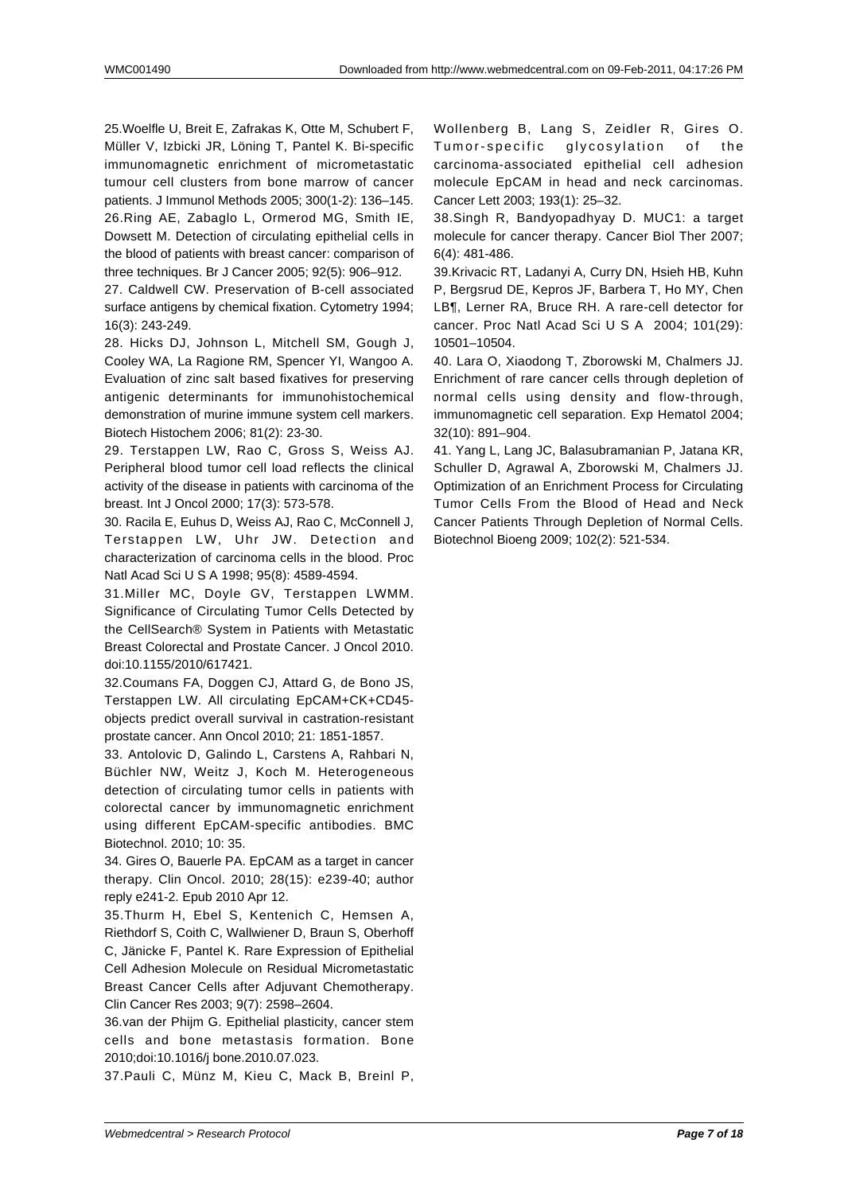25.Woelfle U, Breit E, Zafrakas K, Otte M, Schubert F, Müller V, Izbicki JR, Löning T, Pantel K. Bi-specific immunomagnetic enrichment of micrometastatic tumour cell clusters from bone marrow of cancer patients. J Immunol Methods 2005; 300(1-2): 136–145.

26.Ring AE, Zabaglo L, Ormerod MG, Smith IE, Dowsett M. Detection of circulating epithelial cells in the blood of patients with breast cancer: comparison of three techniques. Br J Cancer 2005; 92(5): 906–912.

27. Caldwell CW. Preservation of B-cell associated surface antigens by chemical fixation. Cytometry 1994; 16(3): 243-249.

28. Hicks DJ, Johnson L, Mitchell SM, Gough J, Cooley WA, La Ragione RM, Spencer YI, Wangoo A. Evaluation of zinc salt based fixatives for preserving antigenic determinants for immunohistochemical demonstration of murine immune system cell markers. Biotech Histochem 2006; 81(2): 23-30.

29. Terstappen LW, Rao C, Gross S, Weiss AJ. Peripheral blood tumor cell load reflects the clinical activity of the disease in patients with carcinoma of the breast. Int J Oncol 2000; 17(3): 573-578.

30. Racila E, Euhus D, Weiss AJ, Rao C, McConnell J, Terstappen LW, Uhr JW. Detection and characterization of carcinoma cells in the blood. Proc Natl Acad Sci U S A 1998; 95(8): 4589-4594.

31.Miller MC, Doyle GV, Terstappen LWMM. Significance of Circulating Tumor Cells Detected by the CellSearch® System in Patients with Metastatic Breast Colorectal and Prostate Cancer. J Oncol 2010. doi:10.1155/2010/617421.

32.Coumans FA, Doggen CJ, Attard G, de Bono JS, Terstappen LW. All circulating EpCAM+CK+CD45- objects predict overall survival in castration-resistant prostate cancer. Ann Oncol 2010; 21: 1851-1857.

33. Antolovic D, Galindo L, Carstens A, Rahbari N, Büchler NW, Weitz J, Koch M. Heterogeneous detection of circulating tumor cells in patients with colorectal cancer by immunomagnetic enrichment using different EpCAM-specific antibodies. BMC Biotechnol. 2010; 10: 35.

34. Gires O, Bauerle PA. EpCAM as a target in cancer therapy. Clin Oncol. 2010; 28(15): e239-40; author reply e241-2. Epub 2010 Apr 12.

35.Thurm H, Ebel S, Kentenich C, Hemsen A, Riethdorf S, Coith C, Wallwiener D, Braun S, Oberhoff C, Jänicke F, Pantel K. Rare Expression of Epithelial Cell Adhesion Molecule on Residual Micrometastatic Breast Cancer Cells after Adjuvant Chemotherapy. Clin Cancer Res 2003; 9(7): 2598–2604.

36.van der Phijm G. Epithelial plasticity, cancer stem cells and bone metastasis formation. Bone 2010;doi:10.1016/j bone.2010.07.023.

37.Pauli C, Münz M, Kieu C, Mack B, Breinl P, Wollenberg B, Lang S, Zeidler R, Gires O. Tumor-specific glycosylation of the carcinoma-associated epithelial cell adhesion molecule EpCAM in head and neck carcinomas. Cancer Lett 2003; 193(1): 25–32.

38.Singh R, Bandyopadhyay D. MUC1: a target molecule for cancer therapy. Cancer Biol Ther 2007; 6(4): 481-486.

39.Krivacic RT, Ladanyi A, Curry DN, Hsieh HB, Kuhn P, Bergsrud DE, Kepros JF, Barbera T, Ho MY, Chen LB¶, Lerner RA, Bruce RH. A rare-cell detector for cancer. Proc Natl Acad Sci U S A 2004; 101(29): 10501–10504.

40. Lara O, Xiaodong T, Zborowski M, Chalmers JJ. Enrichment of rare cancer cells through depletion of normal cells using density and flow-through, immunomagnetic cell separation. Exp Hematol 2004; 32(10): 891–904.

41. Yang L, Lang JC, Balasubramanian P, Jatana KR, Schuller D, Agrawal A, Zborowski M, Chalmers JJ. Optimization of an Enrichment Process for Circulating Tumor Cells From the Blood of Head and Neck Cancer Patients Through Depletion of Normal Cells. Biotechnol Bioeng 2009; 102(2): 521-534.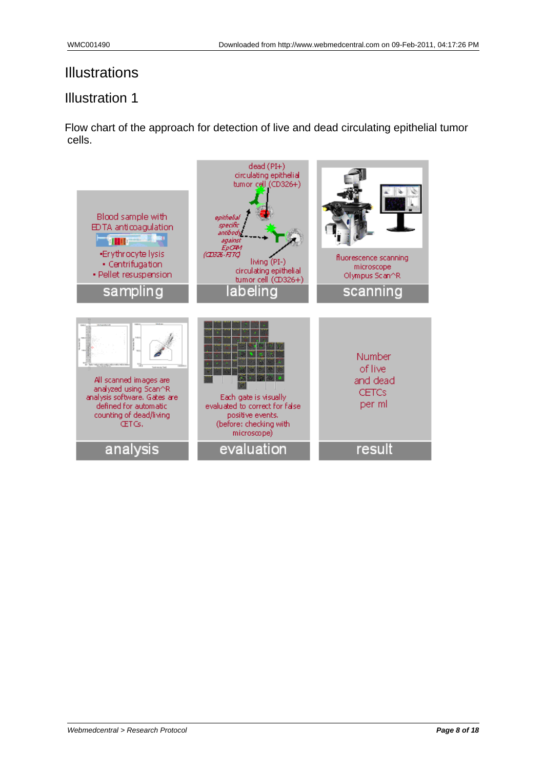# Illustrations

## Illustration 1

Flow chart of the approach for detection of live and dead circulating epithelial tumor cells.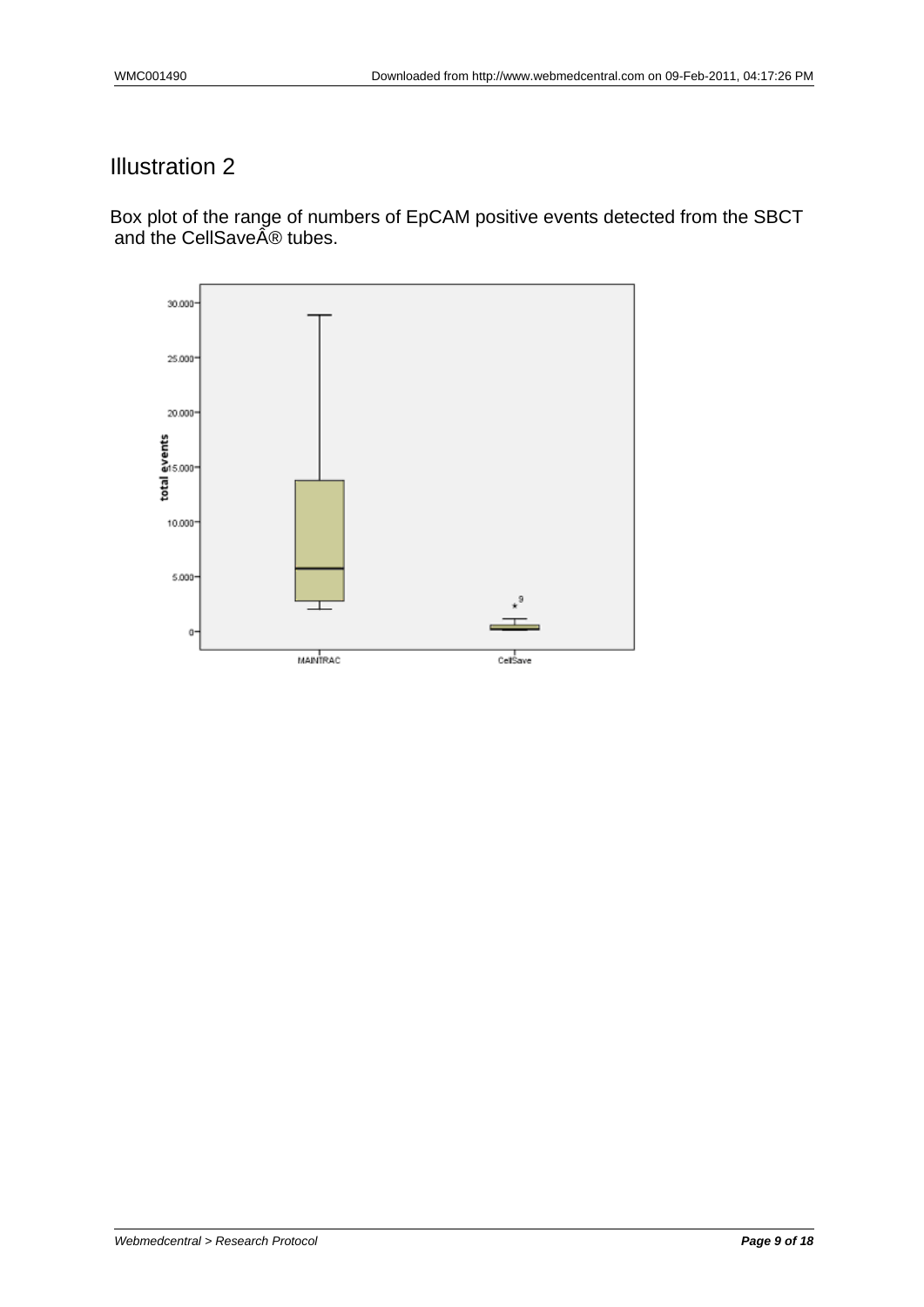## Illustration 2

Box plot of the range of numbers of EpCAM positive events detected from the SBCT and the CellSaveÂ® tubes.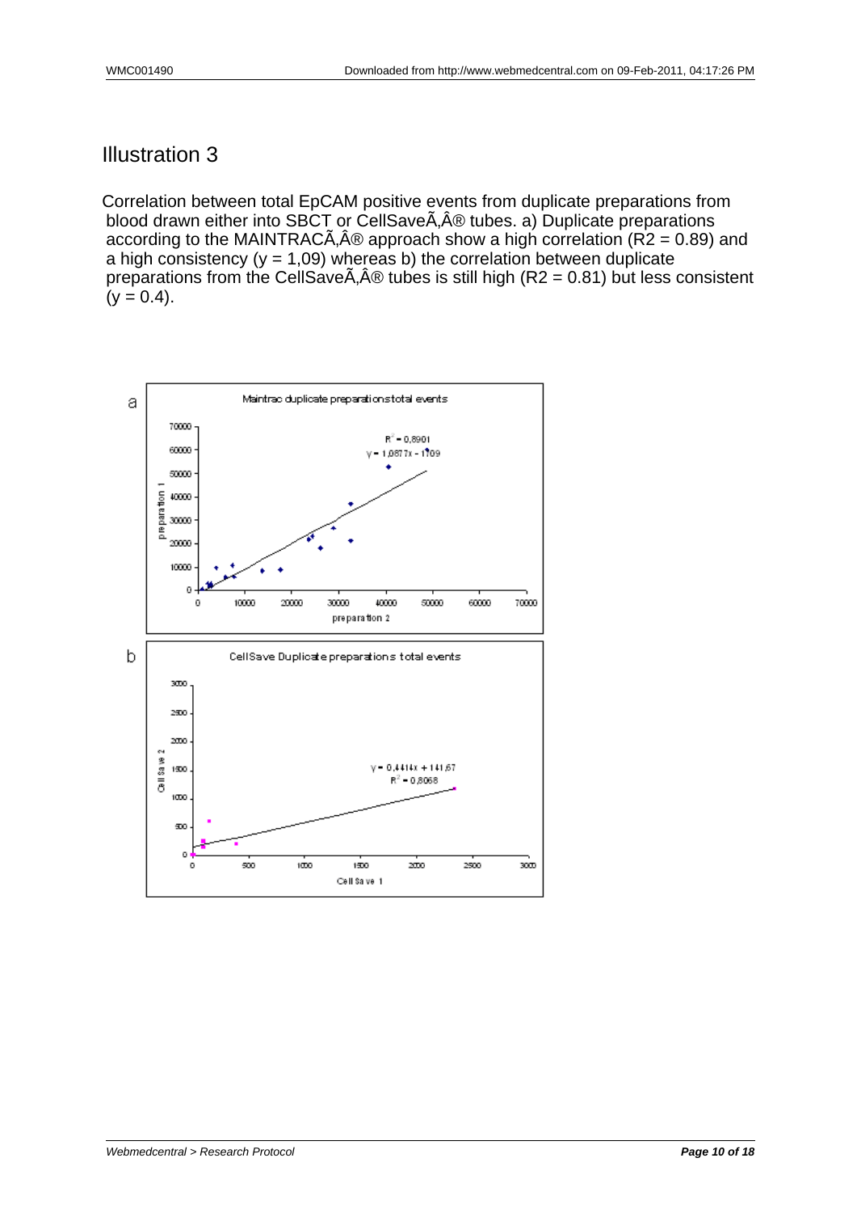# Illustration 3

Correlation between total EpCAM positive events from duplicate preparations from blood drawn either into SBCT or CellSaveÃ‚Â® tubes. a) Duplicate preparations according to the MAINTRACÃ‚Â® approach show a high correlation (R2 = 0.89) and a high consistency (y = 1,09) whereas b) the correlation between duplicate preparations from the CellSaveÃ‚Â® tubes is still high (R2 = 0.81) but less consistent (y = 0.4).

a

Maintrac duplicate preparations total events

$R^2 = 0{,}8901$

$y = 1{,}0877x - 1709$

preparation 1

preparation 2

b

CellSave Duplicate preparations total events

$y = 0{,}4414x + 141{,}67$

$R^2 = 0{,}8068$

Cell Save 2

Cell Save 1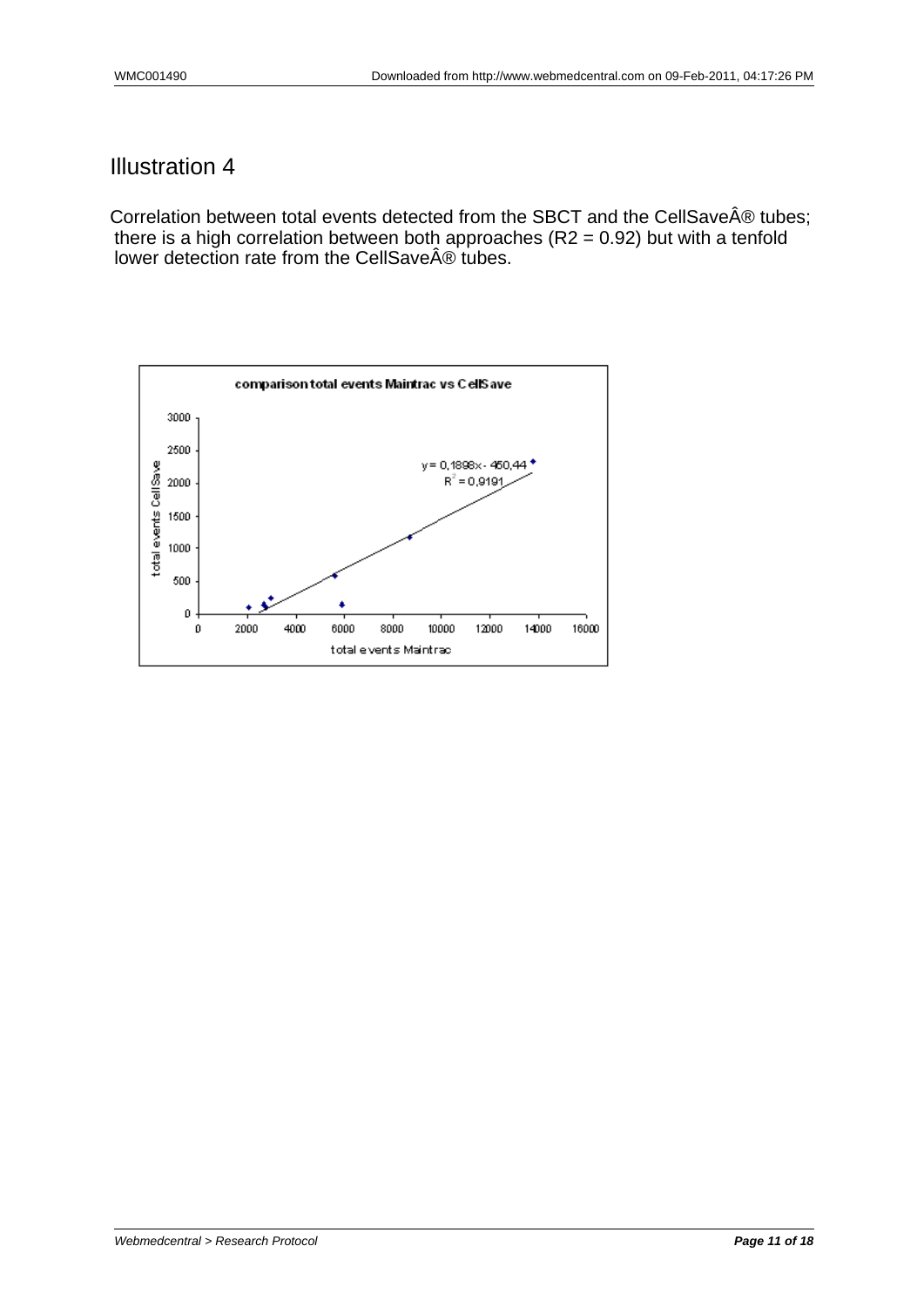# Illustration 4

Correlation between total events detected from the SBCT and the CellSaveÂ® tubes; there is a high correlation between both approaches ($R2 = 0.92$) but with a tenfold lower detection rate from the CellSaveÂ® tubes.

comparison total events Maintrac vs CellSave

$y = 0,1898x - 450,44$
$R^2 = 0,9191$

total events CellSave

total events Maintrac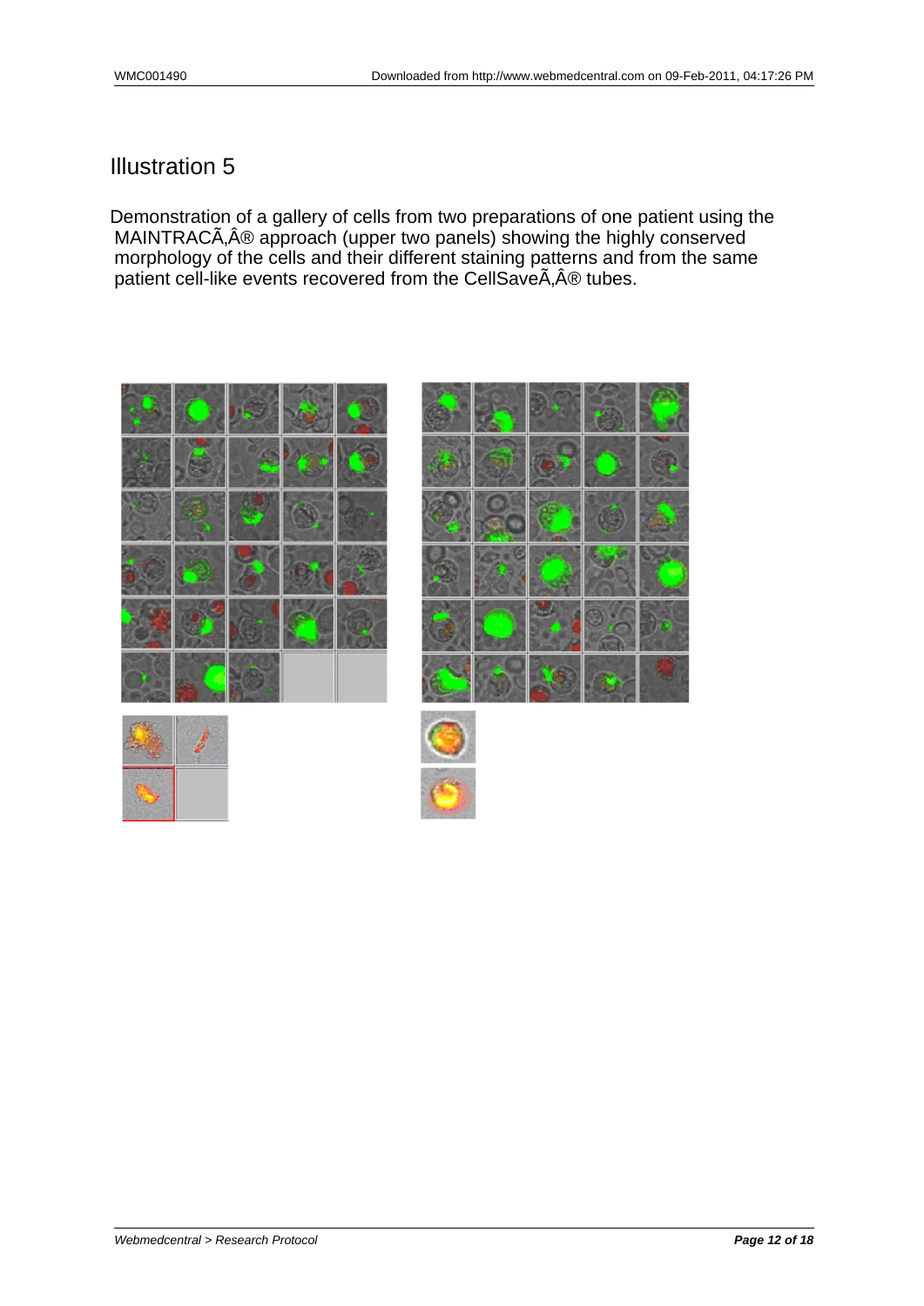# Illustration 5

Demonstration of a gallery of cells from two preparations of one patient using the MAINTRACÃ‚Â® approach (upper two panels) showing the highly conserved morphology of the cells and their different staining patterns and from the same patient cell-like events recovered from the CellSaveÃ‚Â® tubes.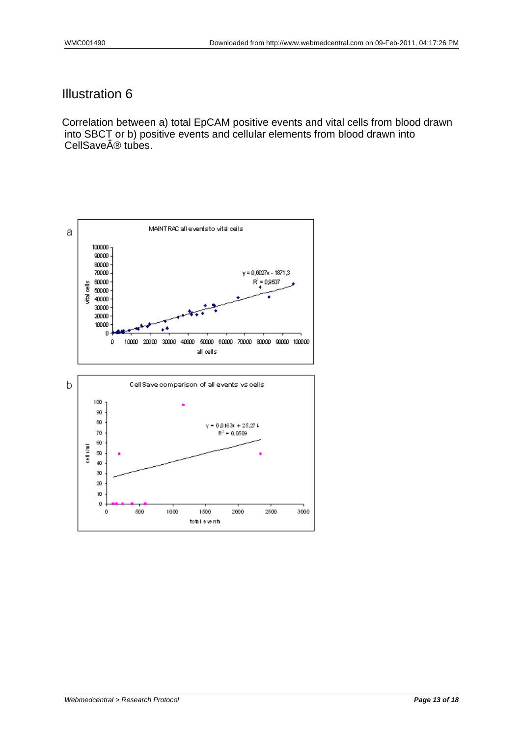## Illustration 6

Correlation between a) total EpCAM positive events and vital cells from blood drawn into SBCT or b) positive events and cellular elements from blood drawn into CellSaveÂ® tubes.

a

MAINTRAC all events to vital cells

$y = 0,6027x - 1871,3$
$R^2 = 0,9537$

b

Cell Save comparison of all events vs cells

$y = 0,0163x + 25,274$
$R^2 = 0,0509$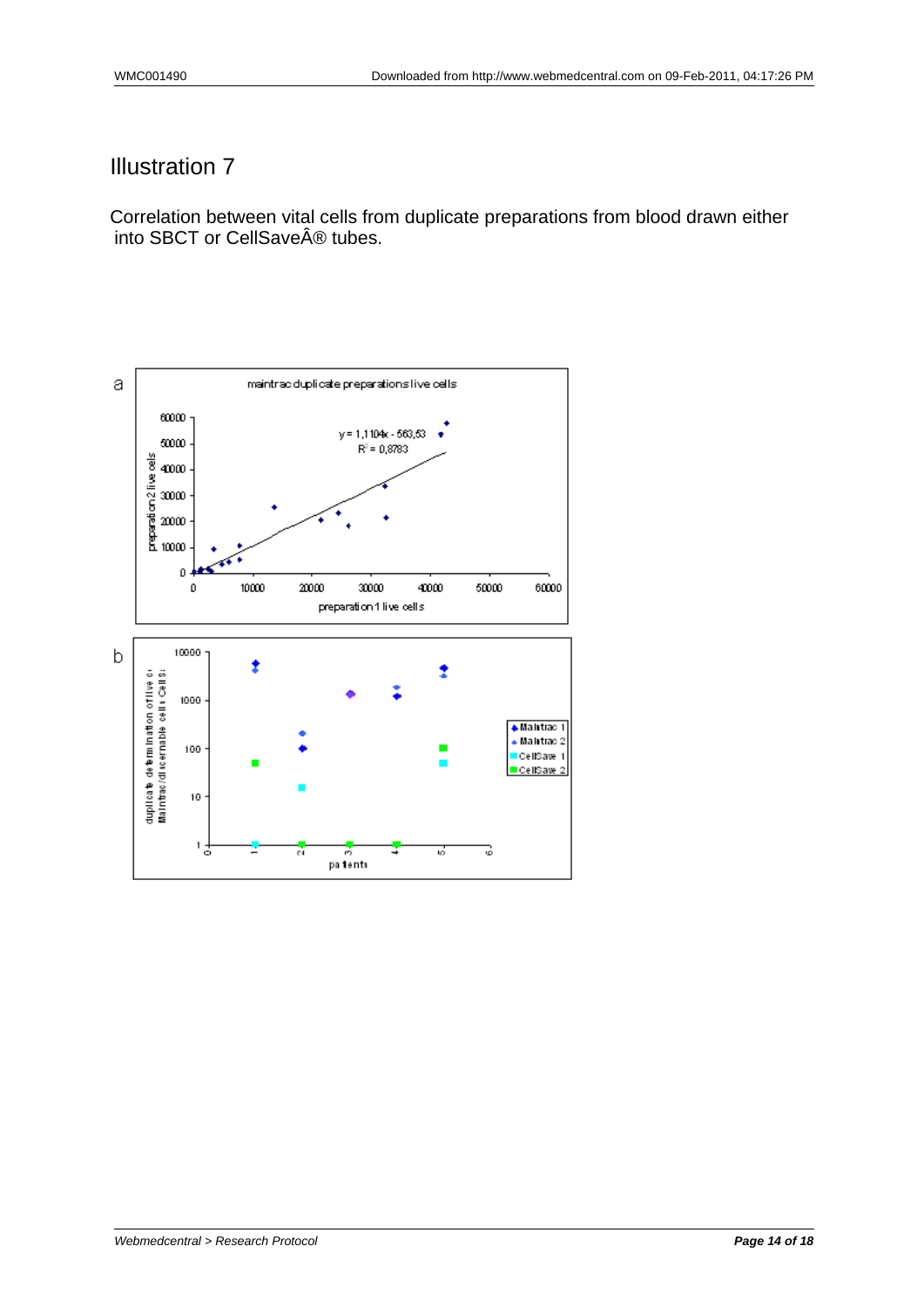# Illustration 7

Correlation between vital cells from duplicate preparations from blood drawn either into SBCT or CellSaveÂ® tubes.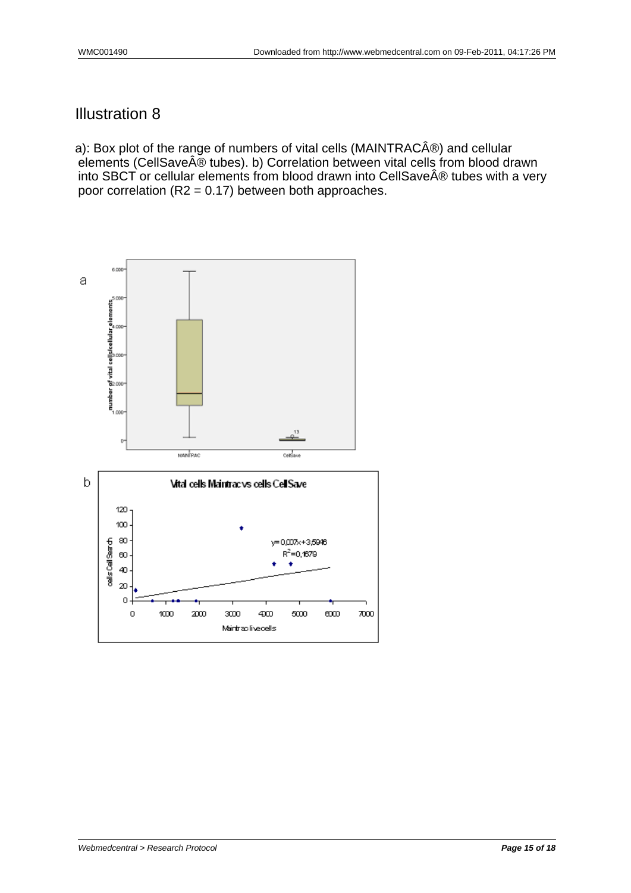## Illustration 8

a): Box plot of the range of numbers of vital cells (MAINTRACÂ®) and cellular elements (CellSaveÂ® tubes). b) Correlation between vital cells from blood drawn into SBCT or cellular elements from blood drawn into CellSaveÂ® tubes with a very poor correlation (R2 = 0.17) between both approaches.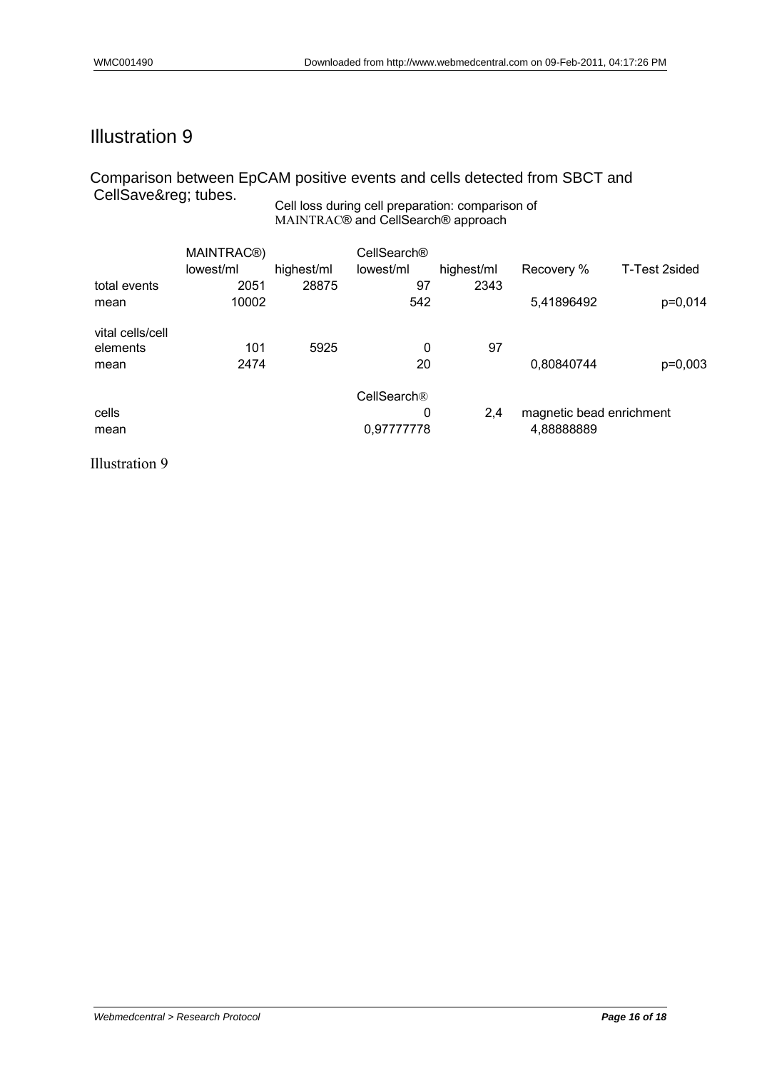# Illustration 9

Comparison between EpCAM positive events and cells detected from SBCT and CellSave&reg; tubes.

Cell loss during cell preparation: comparison of MAINTRAC® and CellSearch® approach

| | MAINTRAC®) | | CellSearch® | | | |
|---|---|---|---|---|---|---|
| | lowest/ml | highest/ml | lowest/ml | highest/ml | Recovery % | T-Test 2sided |
| total events | 2051 | 28875 | 97 | 2343 | | |
| mean | 10002 | | 542 | | 5,41896492 | p=0,014 |
| vital cells/cell elements | 101 | 5925 | 0 | 97 | | |
| mean | 2474 | | 20 | | 0,80840744 | p=0,003 |
| | | | CellSearch® | | | |
| cells | | | 0 | 2,4 | magnetic bead enrichment | |
| mean | | | 0,97777778 | | 4,88888889 | |

Illustration 9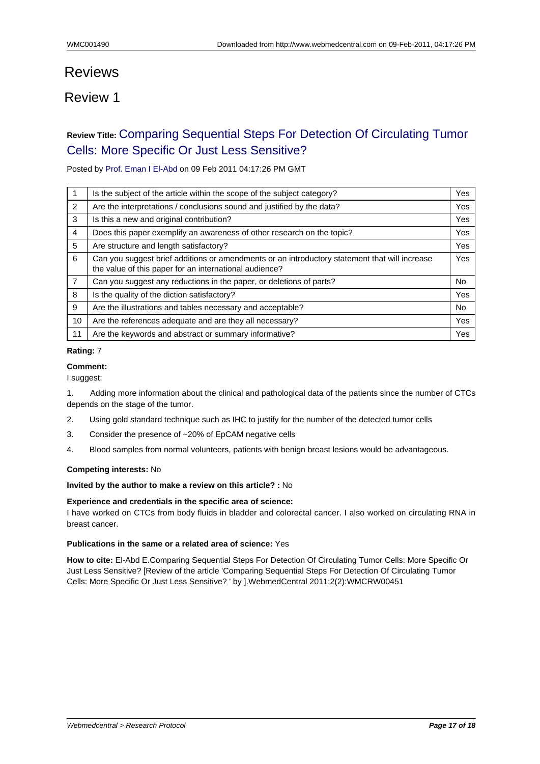# Reviews

## Review 1

### Review Title: Comparing Sequential Steps For Detection Of Circulating Tumor Cells: More Specific Or Just Less Sensitive?

Posted by Prof. Eman I El-Abd on 09 Feb 2011 04:17:26 PM GMT

| | | |
|---|---|---|
| 1 | Is the subject of the article within the scope of the subject category? | Yes |
| 2 | Are the interpretations / conclusions sound and justified by the data? | Yes |
| 3 | Is this a new and original contribution? | Yes |
| 4 | Does this paper exemplify an awareness of other research on the topic? | Yes |
| 5 | Are structure and length satisfactory? | Yes |
| 6 | Can you suggest brief additions or amendments or an introductory statement that will increase the value of this paper for an international audience? | Yes |
| 7 | Can you suggest any reductions in the paper, or deletions of parts? | No |
| 8 | Is the quality of the diction satisfactory? | Yes |
| 9 | Are the illustrations and tables necessary and acceptable? | No |
| 10 | Are the references adequate and are they all necessary? | Yes |
| 11 | Are the keywords and abstract or summary informative? | Yes |

**Rating:** 7

**Comment:**

I suggest:

1. Adding more information about the clinical and pathological data of the patients since the number of CTCs depends on the stage of the tumor.
2. Using gold standard technique such as IHC to justify for the number of the detected tumor cells
3. Consider the presence of ~20% of EpCAM negative cells
4. Blood samples from normal volunteers, patients with benign breast lesions would be advantageous.

**Competing interests:** No

**Invited by the author to make a review on this article? :** No

**Experience and credentials in the specific area of science:**

I have worked on CTCs from body fluids in bladder and colorectal cancer. I also worked on circulating RNA in breast cancer.

**Publications in the same or a related area of science:** Yes

**How to cite:** El-Abd E.Comparing Sequential Steps For Detection Of Circulating Tumor Cells: More Specific Or Just Less Sensitive? [Review of the article 'Comparing Sequential Steps For Detection Of Circulating Tumor Cells: More Specific Or Just Less Sensitive? ' by ].WebmedCentral 2011;2(2):WMCRW00451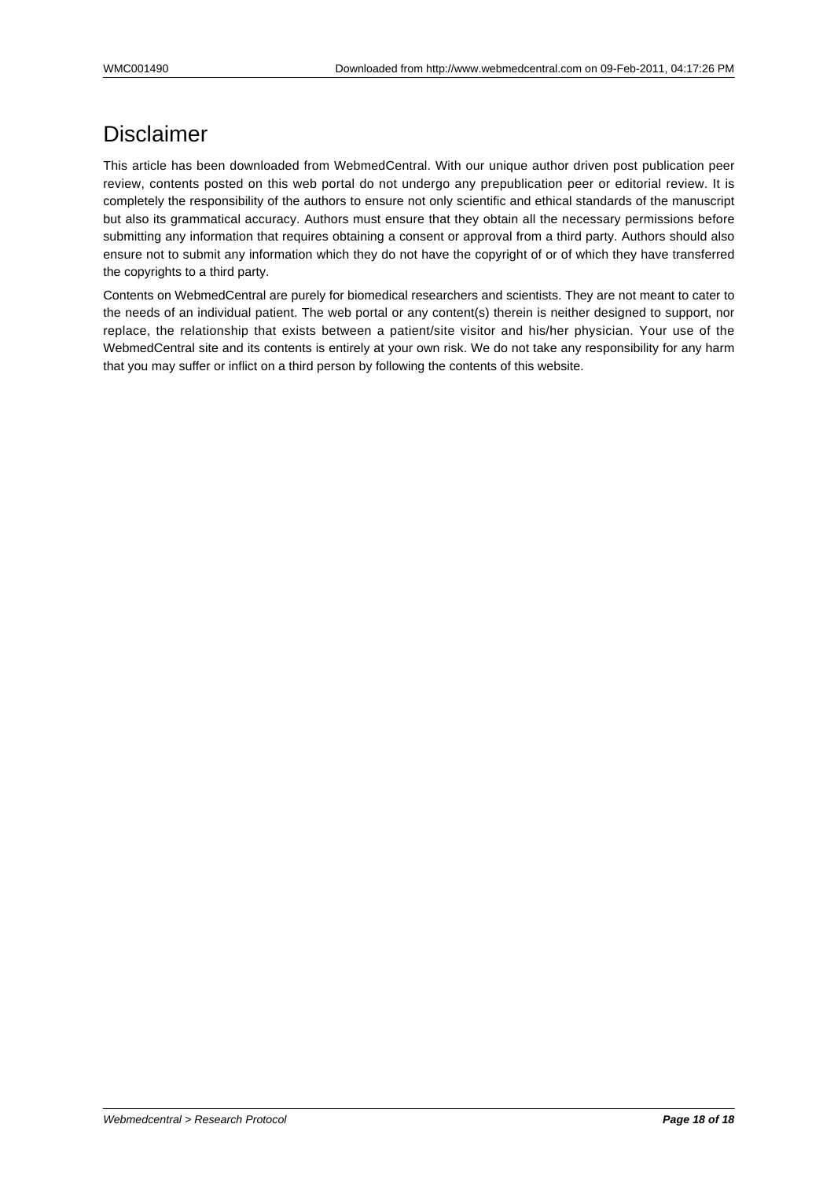# Disclaimer

This article has been downloaded from WebmedCentral. With our unique author driven post publication peer review, contents posted on this web portal do not undergo any prepublication peer or editorial review. It is completely the responsibility of the authors to ensure not only scientific and ethical standards of the manuscript but also its grammatical accuracy. Authors must ensure that they obtain all the necessary permissions before submitting any information that requires obtaining a consent or approval from a third party. Authors should also ensure not to submit any information which they do not have the copyright of or of which they have transferred the copyrights to a third party.

Contents on WebmedCentral are purely for biomedical researchers and scientists. They are not meant to cater to the needs of an individual patient. The web portal or any content(s) therein is neither designed to support, nor replace, the relationship that exists between a patient/site visitor and his/her physician. Your use of the WebmedCentral site and its contents is entirely at your own risk. We do not take any responsibility for any harm that you may suffer or inflict on a third person by following the contents of this website.